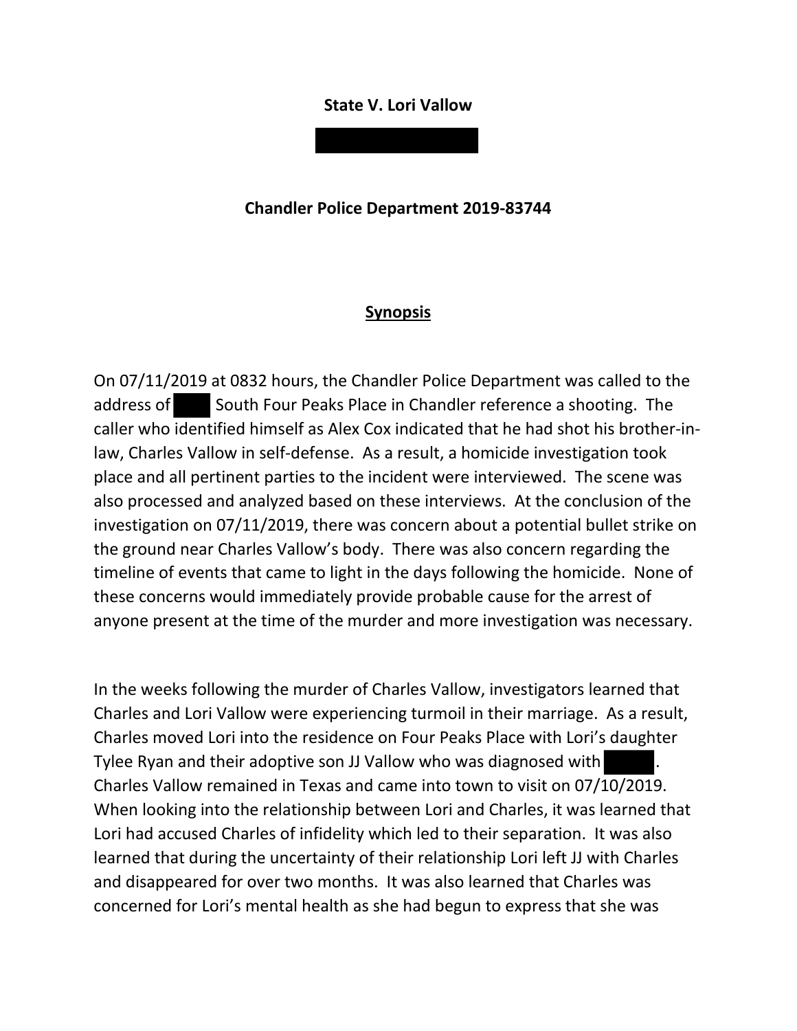**State V. Lori Vallow**

**Chandler Police Department 2019-83744**

## Synopsis

On 07/11/2019 at 0832 hours, the Chandler Police Department was called to the address of South Four Peaks Place in Chandler reference a shooting. The caller who identified himself as Alex Cox indicated that he had shot his brother-in-law, Charles Vallow in self-defense. As a result, a homicide investigation took place and all pertinent parties to the incident were interviewed. The scene was also processed and analyzed based on these interviews. At the conclusion of the investigation on 07/11/2019, there was concern about a potential bullet strike on the ground near Charles Vallow's body. There was also concern regarding the timeline of events that came to light in the days following the homicide. None of these concerns would immediately provide probable cause for the arrest of anyone present at the time of the murder and more investigation was necessary.

In the weeks following the murder of Charles Vallow, investigators learned that Charles and Lori Vallow were experiencing turmoil in their marriage. As a result, Charles moved Lori into the residence on Four Peaks Place with Lori's daughter Tylee Ryan and their adoptive son JJ Vallow who was diagnosed with . Charles Vallow remained in Texas and came into town to visit on 07/10/2019. When looking into the relationship between Lori and Charles, it was learned that Lori had accused Charles of infidelity which led to their separation. It was also learned that during the uncertainty of their relationship Lori left JJ with Charles and disappeared for over two months. It was also learned that Charles was concerned for Lori's mental health as she had begun to express that she was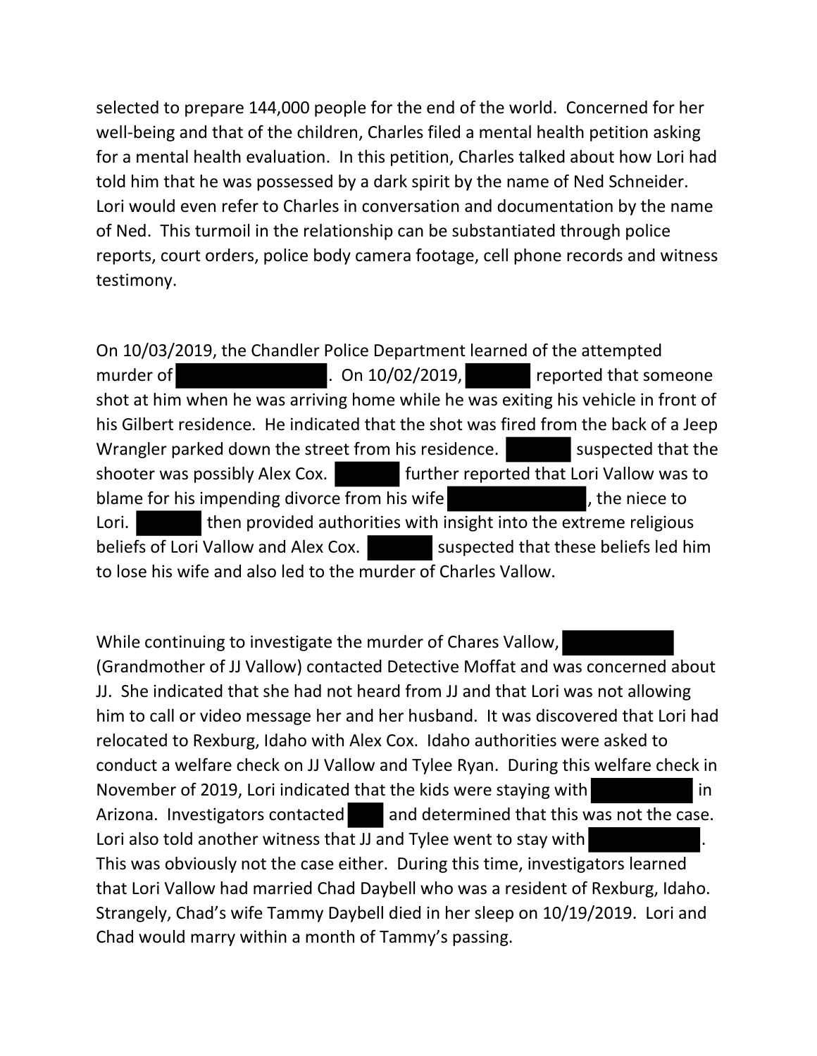selected to prepare 144,000 people for the end of the world. Concerned for her well-being and that of the children, Charles filed a mental health petition asking for a mental health evaluation. In this petition, Charles talked about how Lori had told him that he was possessed by a dark spirit by the name of Ned Schneider. Lori would even refer to Charles in conversation and documentation by the name of Ned. This turmoil in the relationship can be substantiated through police reports, court orders, police body camera footage, cell phone records and witness testimony.

On 10/03/2019, the Chandler Police Department learned of the attempted murder of [REDACTED]. On 10/02/2019, [REDACTED] reported that someone shot at him when he was arriving home while he was exiting his vehicle in front of his Gilbert residence. He indicated that the shot was fired from the back of a Jeep Wrangler parked down the street from his residence. [REDACTED] suspected that the shooter was possibly Alex Cox. [REDACTED] further reported that Lori Vallow was to blame for his impending divorce from his wife [REDACTED], the niece to Lori. [REDACTED] then provided authorities with insight into the extreme religious beliefs of Lori Vallow and Alex Cox. [REDACTED] suspected that these beliefs led him to lose his wife and also led to the murder of Charles Vallow.

While continuing to investigate the murder of Chares Vallow, [REDACTED] (Grandmother of JJ Vallow) contacted Detective Moffat and was concerned about JJ. She indicated that she had not heard from JJ and that Lori was not allowing him to call or video message her and her husband. It was discovered that Lori had relocated to Rexburg, Idaho with Alex Cox. Idaho authorities were asked to conduct a welfare check on JJ Vallow and Tylee Ryan. During this welfare check in November of 2019, Lori indicated that the kids were staying with [REDACTED] in Arizona. Investigators contacted [REDACTED] and determined that this was not the case. Lori also told another witness that JJ and Tylee went to stay with [REDACTED]. This was obviously not the case either. During this time, investigators learned that Lori Vallow had married Chad Daybell who was a resident of Rexburg, Idaho. Strangely, Chad's wife Tammy Daybell died in her sleep on 10/19/2019. Lori and Chad would marry within a month of Tammy's passing.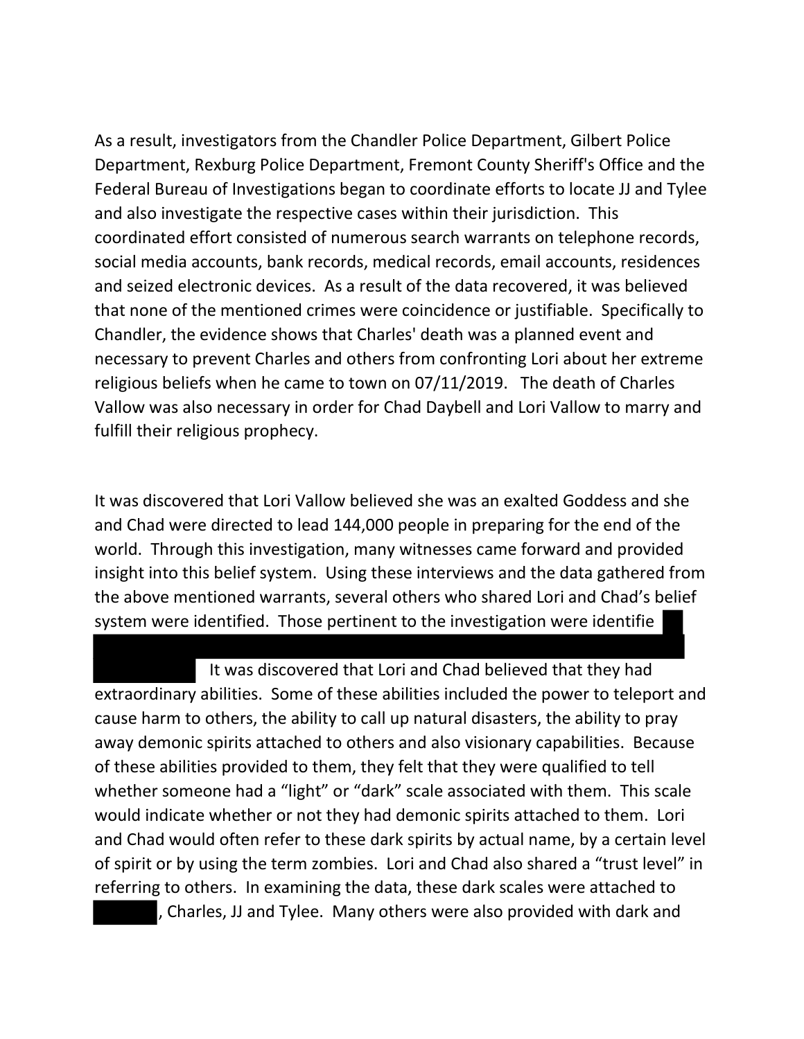As a result, investigators from the Chandler Police Department, Gilbert Police Department, Rexburg Police Department, Fremont County Sheriff's Office and the Federal Bureau of Investigations began to coordinate efforts to locate JJ and Tylee and also investigate the respective cases within their jurisdiction. This coordinated effort consisted of numerous search warrants on telephone records, social media accounts, bank records, medical records, email accounts, residences and seized electronic devices. As a result of the data recovered, it was believed that none of the mentioned crimes were coincidence or justifiable. Specifically to Chandler, the evidence shows that Charles' death was a planned event and necessary to prevent Charles and others from confronting Lori about her extreme religious beliefs when he came to town on 07/11/2019. The death of Charles Vallow was also necessary in order for Chad Daybell and Lori Vallow to marry and fulfill their religious prophecy.

It was discovered that Lori Vallow believed she was an exalted Goddess and she and Chad were directed to lead 144,000 people in preparing for the end of the world. Through this investigation, many witnesses came forward and provided insight into this belief system. Using these interviews and the data gathered from the above mentioned warrants, several others who shared Lori and Chad's belief system were identified. Those pertinent to the investigation were identifie [REDACTED] It was discovered that Lori and Chad believed that they had extraordinary abilities. Some of these abilities included the power to teleport and cause harm to others, the ability to call up natural disasters, the ability to pray away demonic spirits attached to others and also visionary capabilities. Because of these abilities provided to them, they felt that they were qualified to tell whether someone had a "light" or "dark" scale associated with them. This scale would indicate whether or not they had demonic spirits attached to them. Lori and Chad would often refer to these dark spirits by actual name, by a certain level of spirit or by using the term zombies. Lori and Chad also shared a "trust level" in referring to others. In examining the data, these dark scales were attached to [REDACTED], Charles, JJ and Tylee. Many others were also provided with dark and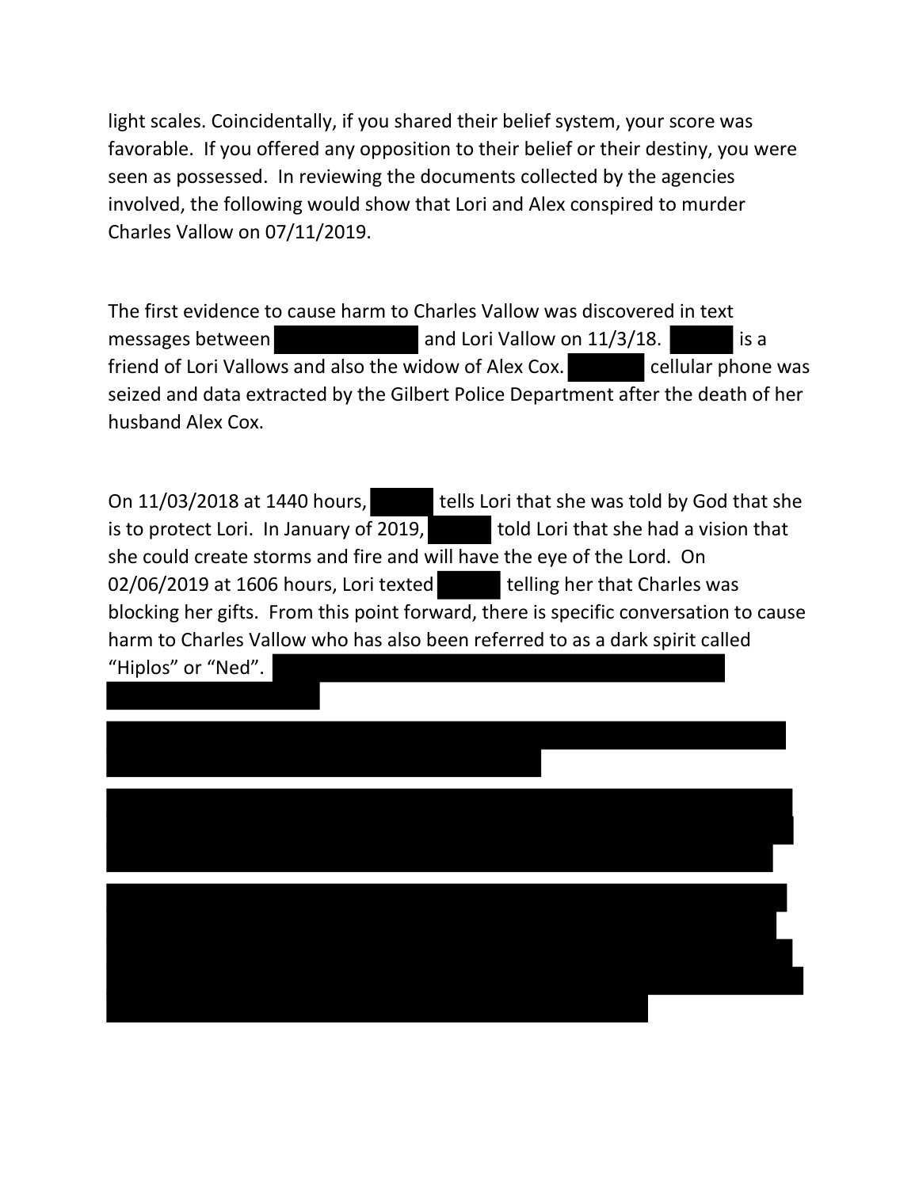light scales. Coincidentally, if you shared their belief system, your score was favorable. If you offered any opposition to their belief or their destiny, you were seen as possessed. In reviewing the documents collected by the agencies involved, the following would show that Lori and Alex conspired to murder Charles Vallow on 07/11/2019.

The first evidence to cause harm to Charles Vallow was discovered in text messages between [REDACTED] and Lori Vallow on 11/3/18. [REDACTED] is a friend of Lori Vallows and also the widow of Alex Cox. [REDACTED] cellular phone was seized and data extracted by the Gilbert Police Department after the death of her husband Alex Cox.

On 11/03/2018 at 1440 hours, [REDACTED] tells Lori that she was told by God that she is to protect Lori. In January of 2019, [REDACTED] told Lori that she had a vision that she could create storms and fire and will have the eye of the Lord. On 02/06/2019 at 1606 hours, Lori texted [REDACTED] telling her that Charles was blocking her gifts. From this point forward, there is specific conversation to cause harm to Charles Vallow who has also been referred to as a dark spirit called "Hiplos" or "Ned". [REDACTED]

[REDACTED]

[REDACTED]

[REDACTED]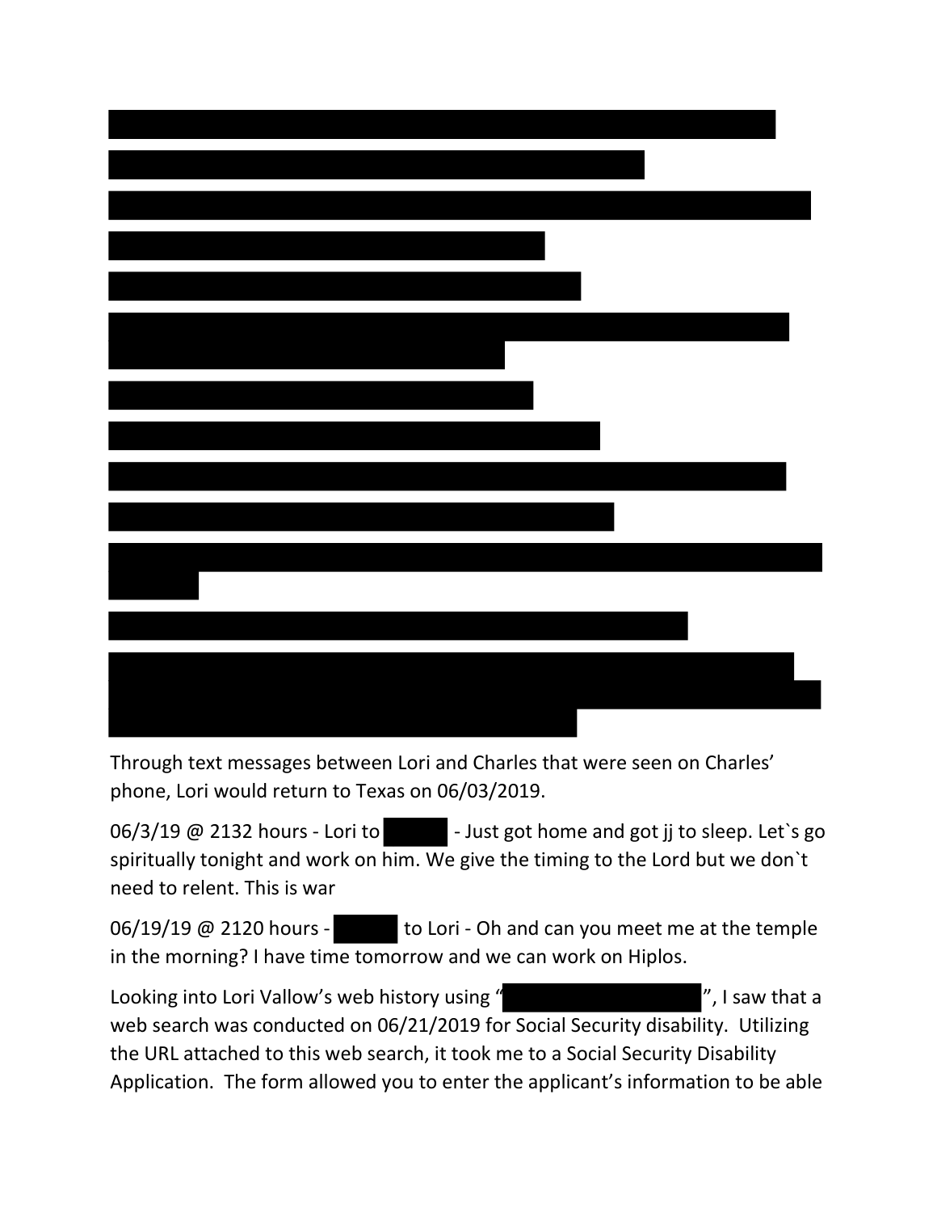Through text messages between Lori and Charles that were seen on Charles' phone, Lori would return to Texas on 06/03/2019.

06/3/19 @ 2132 hours - Lori to [REDACTED] - Just got home and got jj to sleep. Let`s go spiritually tonight and work on him. We give the timing to the Lord but we don`t need to relent. This is war

06/19/19 @ 2120 hours - [REDACTED] to Lori - Oh and can you meet me at the temple in the morning? I have time tomorrow and we can work on Hiplos.

Looking into Lori Vallow's web history using "[REDACTED]", I saw that a web search was conducted on 06/21/2019 for Social Security disability. Utilizing the URL attached to this web search, it took me to a Social Security Disability Application. The form allowed you to enter the applicant's information to be able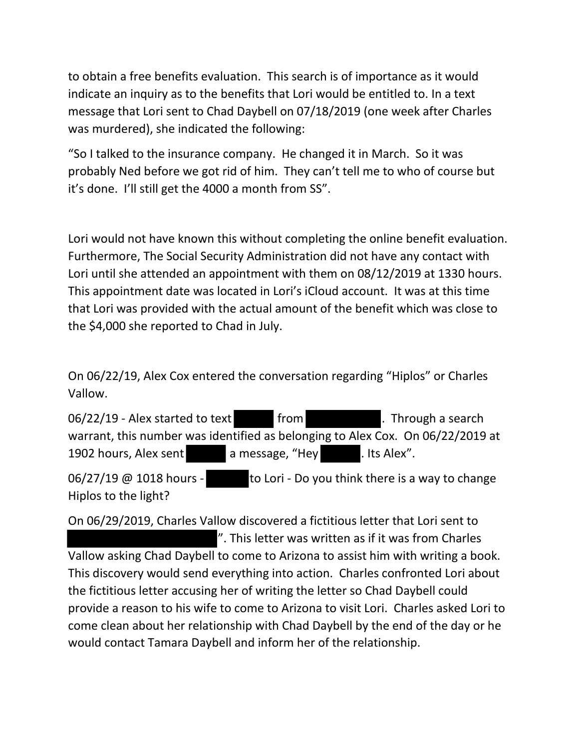to obtain a free benefits evaluation. This search is of importance as it would indicate an inquiry as to the benefits that Lori would be entitled to. In a text message that Lori sent to Chad Daybell on 07/18/2019 (one week after Charles was murdered), she indicated the following:

"So I talked to the insurance company. He changed it in March. So it was probably Ned before we got rid of him. They can't tell me to who of course but it's done. I'll still get the 4000 a month from SS".

Lori would not have known this without completing the online benefit evaluation. Furthermore, The Social Security Administration did not have any contact with Lori until she attended an appointment with them on 08/12/2019 at 1330 hours. This appointment date was located in Lori's iCloud account. It was at this time that Lori was provided with the actual amount of the benefit which was close to the $4,000 she reported to Chad in July.

On 06/22/19, Alex Cox entered the conversation regarding "Hiplos" or Charles Vallow.

06/22/19 - Alex started to text [REDACTED] from [REDACTED]. Through a search warrant, this number was identified as belonging to Alex Cox. On 06/22/2019 at 1902 hours, Alex sent [REDACTED] a message, "Hey [REDACTED]. Its Alex".

06/27/19 @ 1018 hours - [REDACTED] to Lori - Do you think there is a way to change Hiplos to the light?

On 06/29/2019, Charles Vallow discovered a fictitious letter that Lori sent to [REDACTED]". This letter was written as if it was from Charles Vallow asking Chad Daybell to come to Arizona to assist him with writing a book. This discovery would send everything into action. Charles confronted Lori about the fictitious letter accusing her of writing the letter so Chad Daybell could provide a reason to his wife to come to Arizona to visit Lori. Charles asked Lori to come clean about her relationship with Chad Daybell by the end of the day or he would contact Tamara Daybell and inform her of the relationship.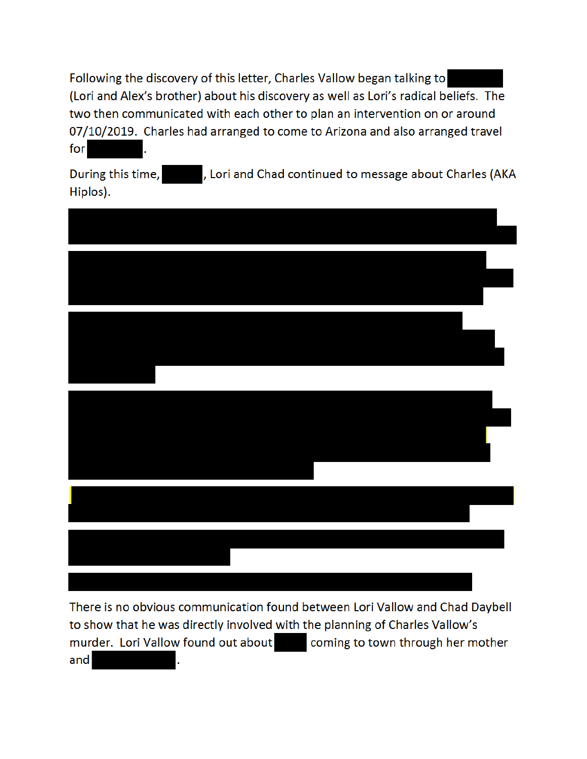Following the discovery of this letter, Charles Vallow began talking to [REDACTED] (Lori and Alex's brother) about his discovery as well as Lori's radical beliefs. The two then communicated with each other to plan an intervention on or around 07/10/2019. Charles had arranged to come to Arizona and also arranged travel for [REDACTED].

During this time, [REDACTED], Lori and Chad continued to message about Charles (AKA Hiplos).

[REDACTED]

[REDACTED]

[REDACTED]

[REDACTED]

[REDACTED]

[REDACTED]

[REDACTED]

There is no obvious communication found between Lori Vallow and Chad Daybell to show that he was directly involved with the planning of Charles Vallow's murder. Lori Vallow found out about [REDACTED] coming to town through her mother and [REDACTED].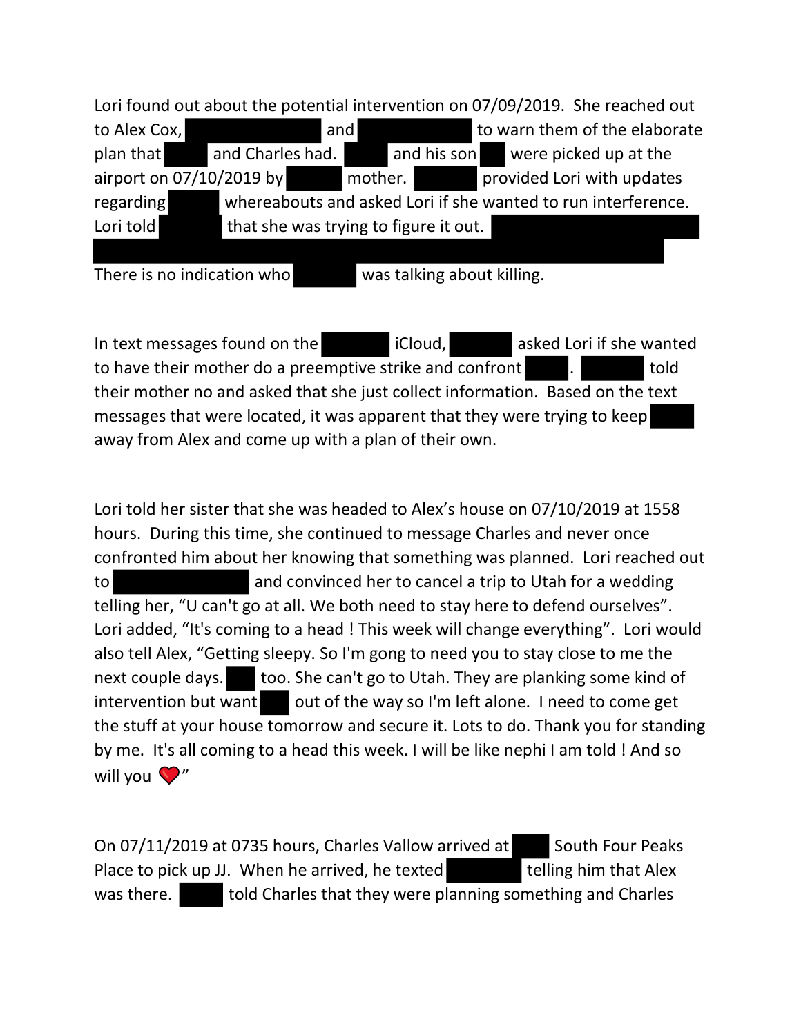Lori found out about the potential intervention on 07/09/2019. She reached out to Alex Cox, [REDACTED] and [REDACTED] to warn them of the elaborate plan that [REDACTED] and Charles had. [REDACTED] and his son [REDACTED] were picked up at the airport on 07/10/2019 by [REDACTED] mother. [REDACTED] provided Lori with updates regarding [REDACTED] whereabouts and asked Lori if she wanted to run interference. Lori told [REDACTED] that she was trying to figure it out. [REDACTED] There is no indication who [REDACTED] was talking about killing.

In text messages found on the [REDACTED] iCloud, [REDACTED] asked Lori if she wanted to have their mother do a preemptive strike and confront [REDACTED]. [REDACTED] told their mother no and asked that she just collect information. Based on the text messages that were located, it was apparent that they were trying to keep [REDACTED] away from Alex and come up with a plan of their own.

Lori told her sister that she was headed to Alex's house on 07/10/2019 at 1558 hours. During this time, she continued to message Charles and never once confronted him about her knowing that something was planned. Lori reached out to [REDACTED] and convinced her to cancel a trip to Utah for a wedding telling her, "U can't go at all. We both need to stay here to defend ourselves". Lori added, "It's coming to a head ! This week will change everything". Lori would also tell Alex, "Getting sleepy. So I'm gong to need you to stay close to me the next couple days. [REDACTED] too. She can't go to Utah. They are planking some kind of intervention but want [REDACTED] out of the way so I'm left alone. I need to come get the stuff at your house tomorrow and secure it. Lots to do. Thank you for standing by me. It's all coming to a head this week. I will be like nephi I am told ! And so will you ❤️"

On 07/11/2019 at 0735 hours, Charles Vallow arrived at [REDACTED] South Four Peaks Place to pick up JJ. When he arrived, he texted [REDACTED] telling him that Alex was there. [REDACTED] told Charles that they were planning something and Charles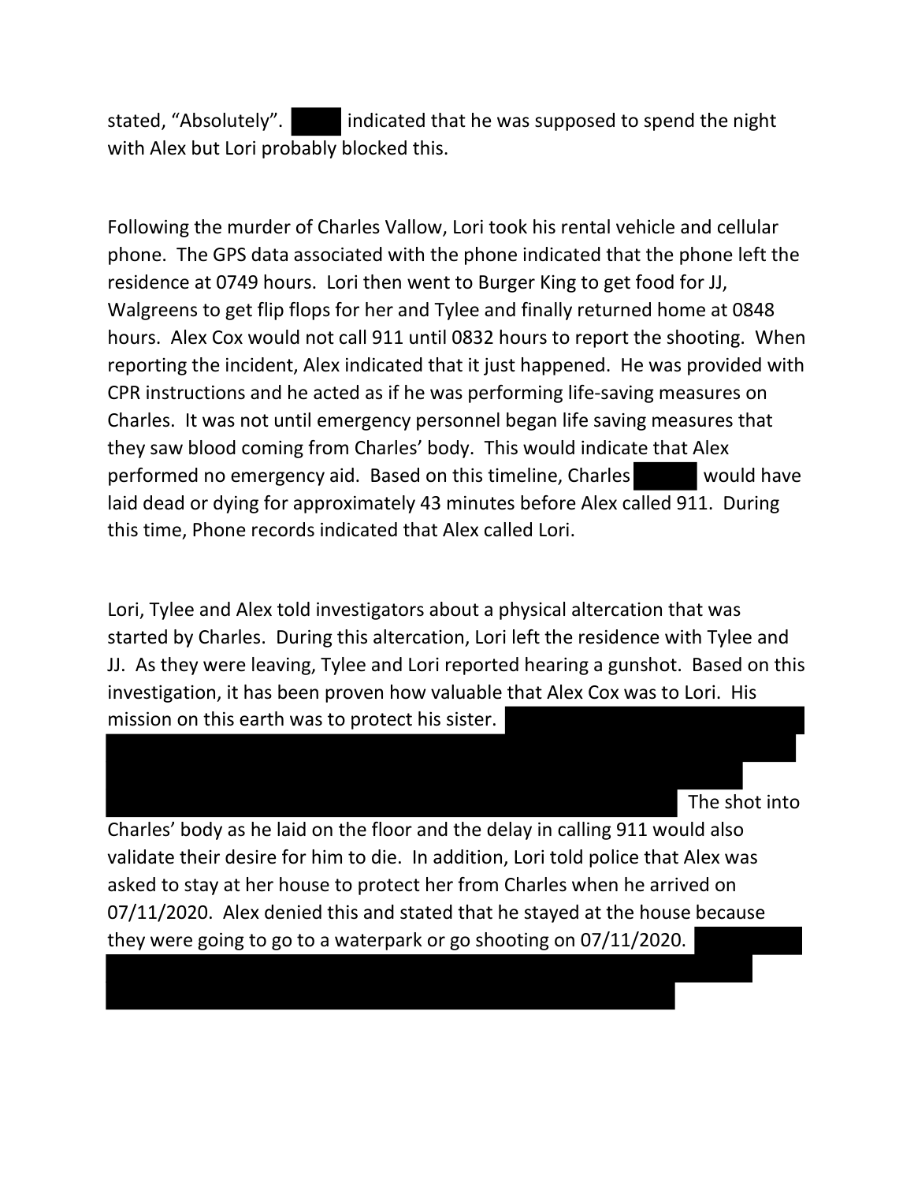stated, "Absolutely". ████ indicated that he was supposed to spend the night with Alex but Lori probably blocked this.

Following the murder of Charles Vallow, Lori took his rental vehicle and cellular phone. The GPS data associated with the phone indicated that the phone left the residence at 0749 hours. Lori then went to Burger King to get food for JJ, Walgreens to get flip flops for her and Tylee and finally returned home at 0848 hours. Alex Cox would not call 911 until 0832 hours to report the shooting. When reporting the incident, Alex indicated that it just happened. He was provided with CPR instructions and he acted as if he was performing life-saving measures on Charles. It was not until emergency personnel began life saving measures that they saw blood coming from Charles' body. This would indicate that Alex performed no emergency aid. Based on this timeline, Charles ████ would have laid dead or dying for approximately 43 minutes before Alex called 911. During this time, Phone records indicated that Alex called Lori.

Lori, Tylee and Alex told investigators about a physical altercation that was started by Charles. During this altercation, Lori left the residence with Tylee and JJ. As they were leaving, Tylee and Lori reported hearing a gunshot. Based on this investigation, it has been proven how valuable that Alex Cox was to Lori. His mission on this earth was to protect his sister. ████████████████ The shot into Charles' body as he laid on the floor and the delay in calling 911 would also validate their desire for him to die. In addition, Lori told police that Alex was asked to stay at her house to protect her from Charles when he arrived on 07/11/2020. Alex denied this and stated that he stayed at the house because they were going to go to a waterpark or go shooting on 07/11/2020. ████████████████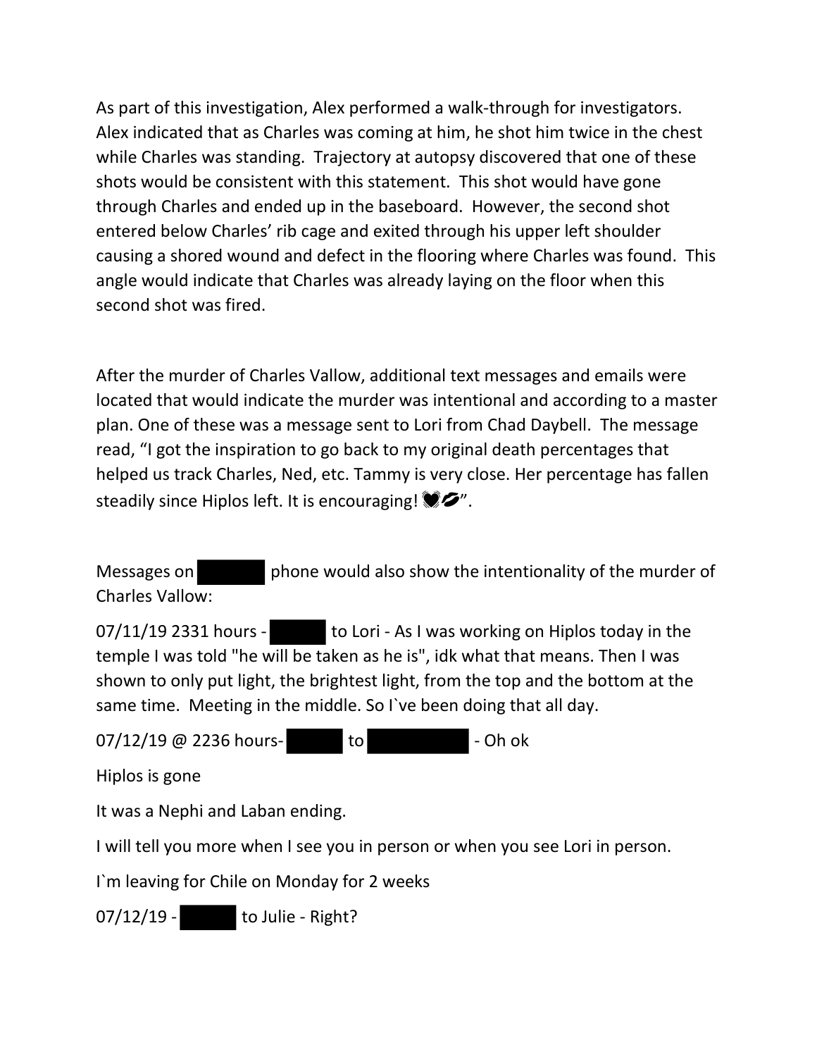As part of this investigation, Alex performed a walk-through for investigators. Alex indicated that as Charles was coming at him, he shot him twice in the chest while Charles was standing. Trajectory at autopsy discovered that one of these shots would be consistent with this statement. This shot would have gone through Charles and ended up in the baseboard. However, the second shot entered below Charles' rib cage and exited through his upper left shoulder causing a shored wound and defect in the flooring where Charles was found. This angle would indicate that Charles was already laying on the floor when this second shot was fired.

After the murder of Charles Vallow, additional text messages and emails were located that would indicate the murder was intentional and according to a master plan. One of these was a message sent to Lori from Chad Daybell. The message read, "I got the inspiration to go back to my original death percentages that helped us track Charles, Ned, etc. Tammy is very close. Her percentage has fallen steadily since Hiplos left. It is encouraging! 💓💋".

Messages on [REDACTED] phone would also show the intentionality of the murder of Charles Vallow:

07/11/19 2331 hours - [REDACTED] to Lori - As I was working on Hiplos today in the temple I was told "he will be taken as he is", idk what that means. Then I was shown to only put light, the brightest light, from the top and the bottom at the same time. Meeting in the middle. So I`ve been doing that all day.

07/12/19 @ 2236 hours- [REDACTED] to [REDACTED] - Oh ok

Hiplos is gone

It was a Nephi and Laban ending.

I will tell you more when I see you in person or when you see Lori in person.

I`m leaving for Chile on Monday for 2 weeks

07/12/19 - [REDACTED] to Julie - Right?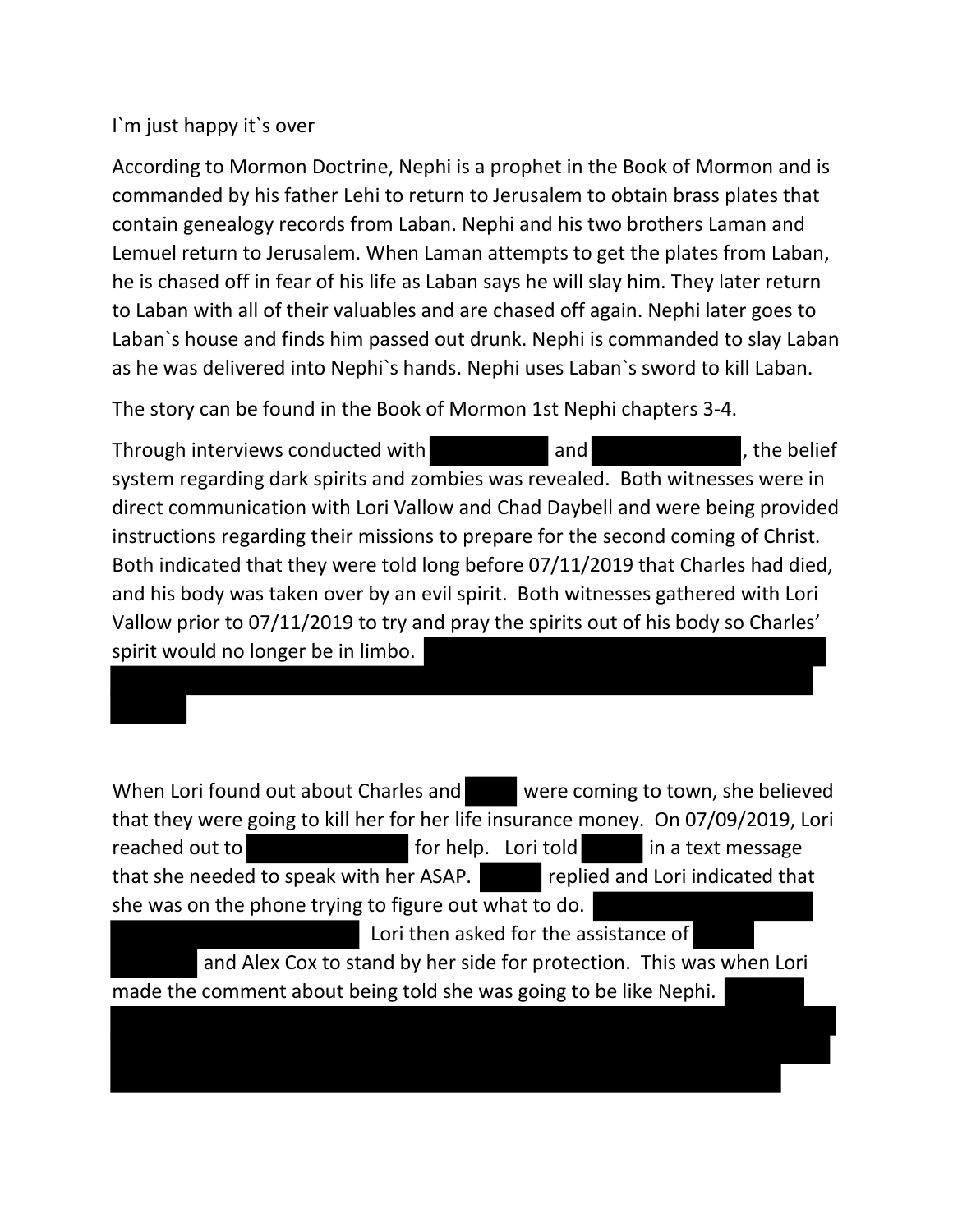I`m just happy it`s over

According to Mormon Doctrine, Nephi is a prophet in the Book of Mormon and is commanded by his father Lehi to return to Jerusalem to obtain brass plates that contain genealogy records from Laban. Nephi and his two brothers Laman and Lemuel return to Jerusalem. When Laman attempts to get the plates from Laban, he is chased off in fear of his life as Laban says he will slay him. They later return to Laban with all of their valuables and are chased off again. Nephi later goes to Laban`s house and finds him passed out drunk. Nephi is commanded to slay Laban as he was delivered into Nephi`s hands. Nephi uses Laban`s sword to kill Laban.

The story can be found in the Book of Mormon 1st Nephi chapters 3-4.

Through interviews conducted with [REDACTED] and [REDACTED], the belief system regarding dark spirits and zombies was revealed. Both witnesses were in direct communication with Lori Vallow and Chad Daybell and were being provided instructions regarding their missions to prepare for the second coming of Christ. Both indicated that they were told long before 07/11/2019 that Charles had died, and his body was taken over by an evil spirit. Both witnesses gathered with Lori Vallow prior to 07/11/2019 to try and pray the spirits out of his body so Charles' spirit would no longer be in limbo. [REDACTED]

When Lori found out about Charles and [REDACTED] were coming to town, she believed that they were going to kill her for her life insurance money. On 07/09/2019, Lori reached out to [REDACTED] for help. Lori told [REDACTED] in a text message that she needed to speak with her ASAP. [REDACTED] replied and Lori indicated that she was on the phone trying to figure out what to do. [REDACTED] Lori then asked for the assistance of [REDACTED] and Alex Cox to stand by her side for protection. This was when Lori made the comment about being told she was going to be like Nephi. [REDACTED]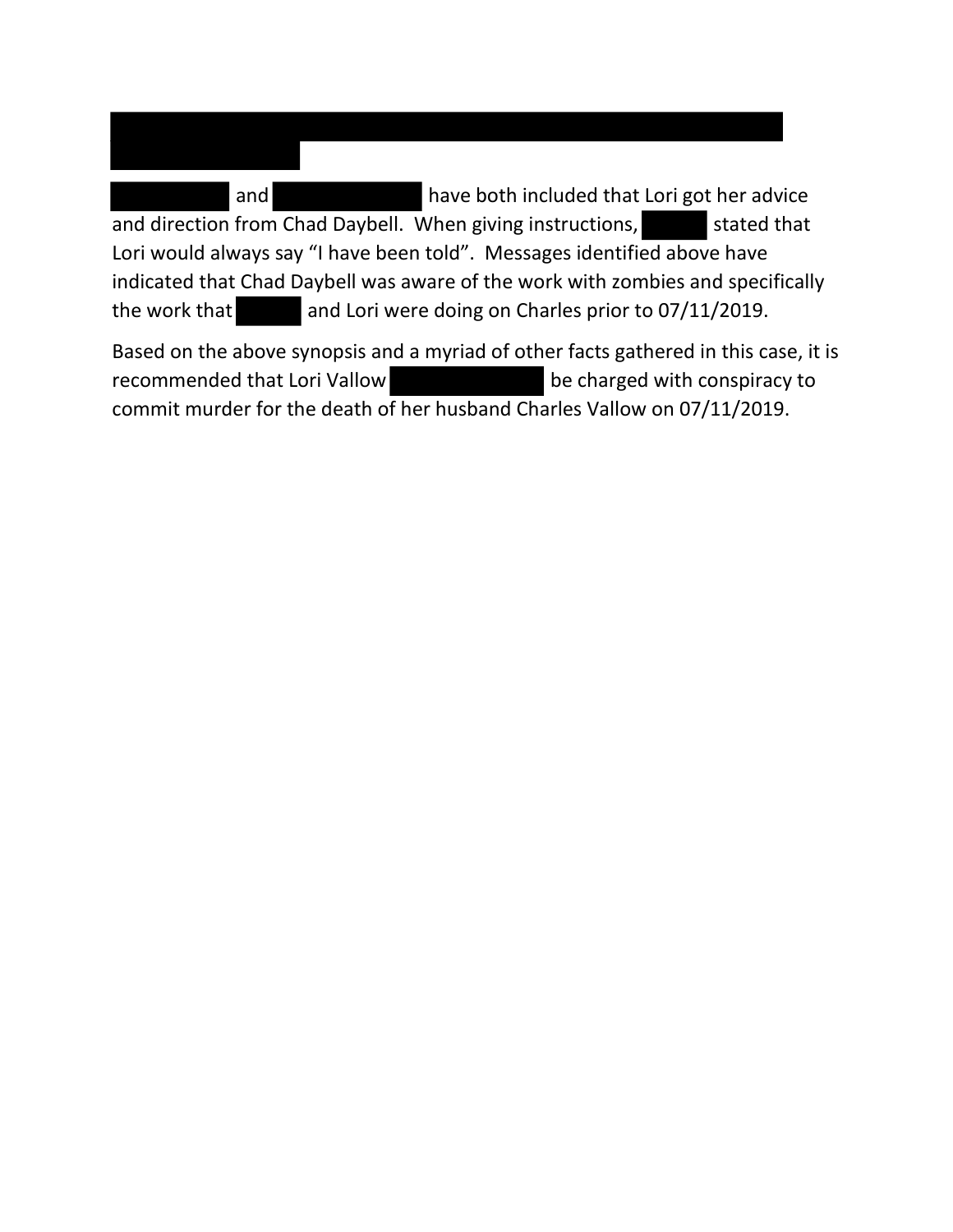and have both included that Lori got her advice and direction from Chad Daybell. When giving instructions, stated that Lori would always say "I have been told". Messages identified above have indicated that Chad Daybell was aware of the work with zombies and specifically the work that and Lori were doing on Charles prior to 07/11/2019.

Based on the above synopsis and a myriad of other facts gathered in this case, it is recommended that Lori Vallow be charged with conspiracy to commit murder for the death of her husband Charles Vallow on 07/11/2019.